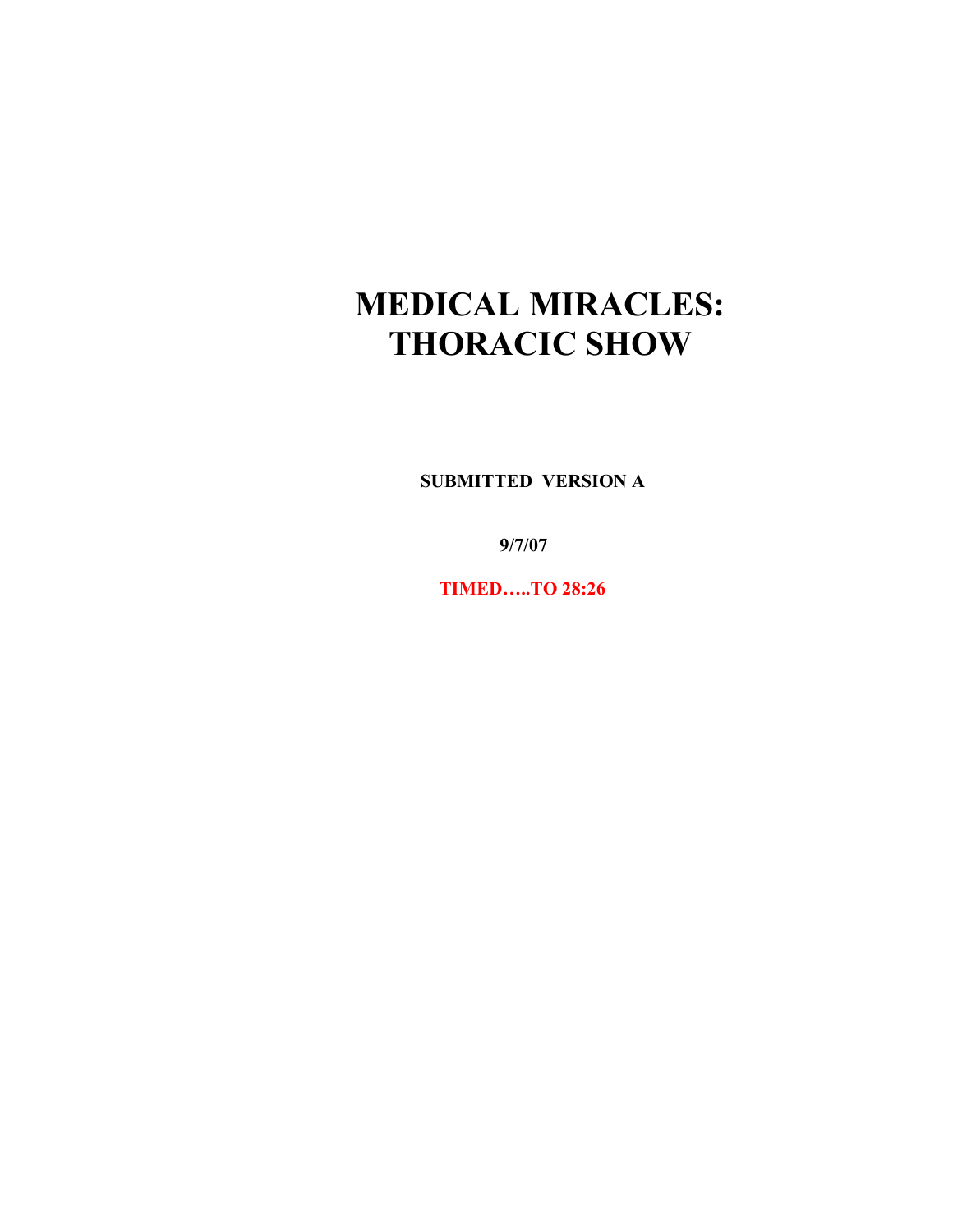# MEDICAL MIRACLES: THORACIC SHOW

**SUBMITTED VERSION A**

**9/7/07**

**TIMED…..TO 28:26**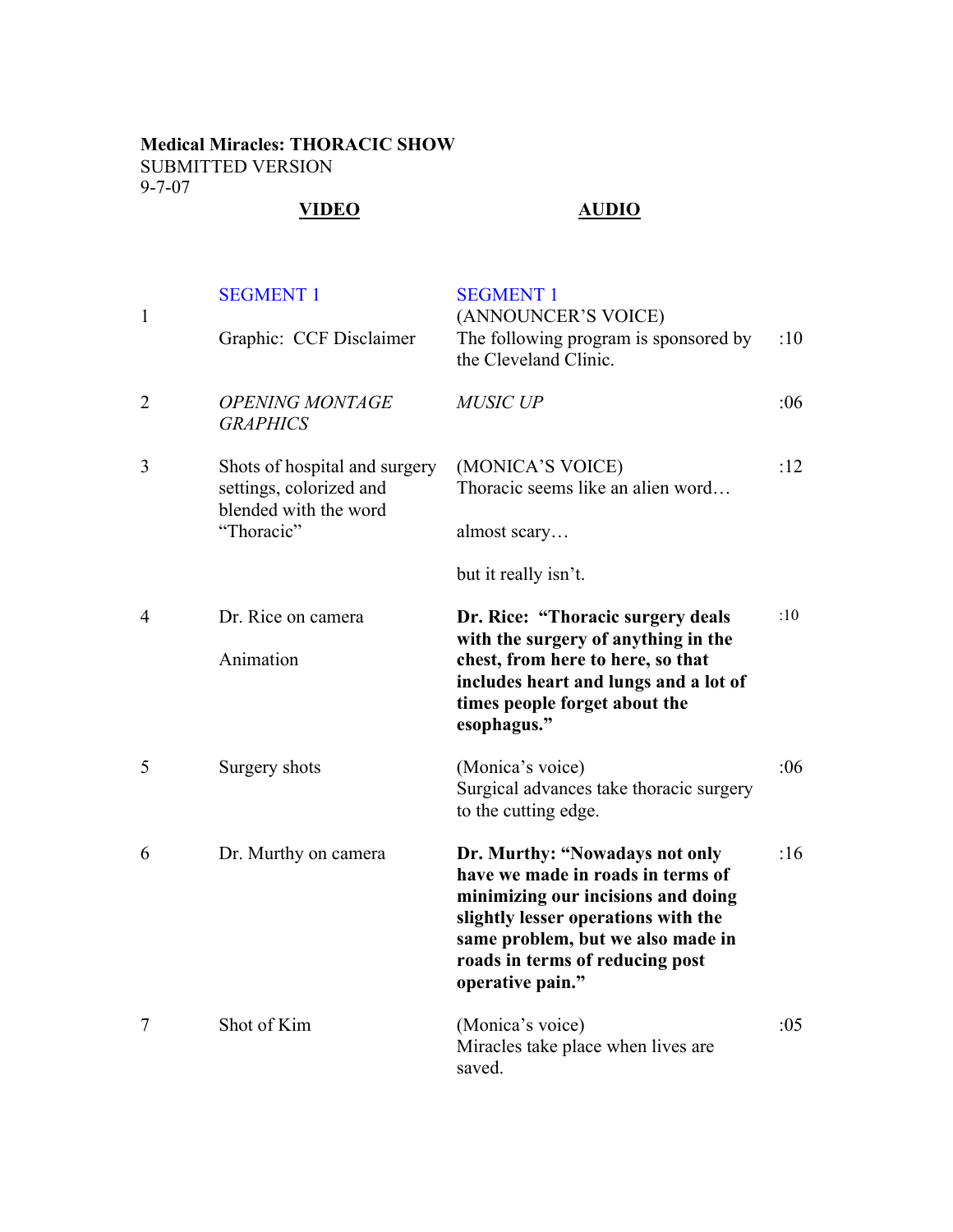**Medical Miracles: THORACIC SHOW**
SUBMITTED VERSION
9-7-07

| | **VIDEO** | **AUDIO** | |
|---|---|---|---|
| | SEGMENT 1 | SEGMENT 1 | |
| 1 | Graphic: CCF Disclaimer | (ANNOUNCER'S VOICE)<br>The following program is sponsored by the Cleveland Clinic. | :10 |
| 2 | *OPENING MONTAGE GRAPHICS* | *MUSIC UP* | :06 |
| 3 | Shots of hospital and surgery settings, colorized and blended with the word "Thoracic" | (MONICA'S VOICE)<br>Thoracic seems like an alien word…<br><br>almost scary…<br><br>but it really isn't. | :12 |
| 4 | Dr. Rice on camera<br><br>Animation | **Dr. Rice: "Thoracic surgery deals with the surgery of anything in the chest, from here to here, so that includes heart and lungs and a lot of times people forget about the esophagus."** | :10 |
| 5 | Surgery shots | (Monica's voice)<br>Surgical advances take thoracic surgery to the cutting edge. | :06 |
| 6 | Dr. Murthy on camera | **Dr. Murthy: "Nowadays not only have we made in roads in terms of minimizing our incisions and doing slightly lesser operations with the same problem, but we also made in roads in terms of reducing post operative pain."** | :16 |
| 7 | Shot of Kim | (Monica's voice)<br>Miracles take place when lives are saved. | :05 |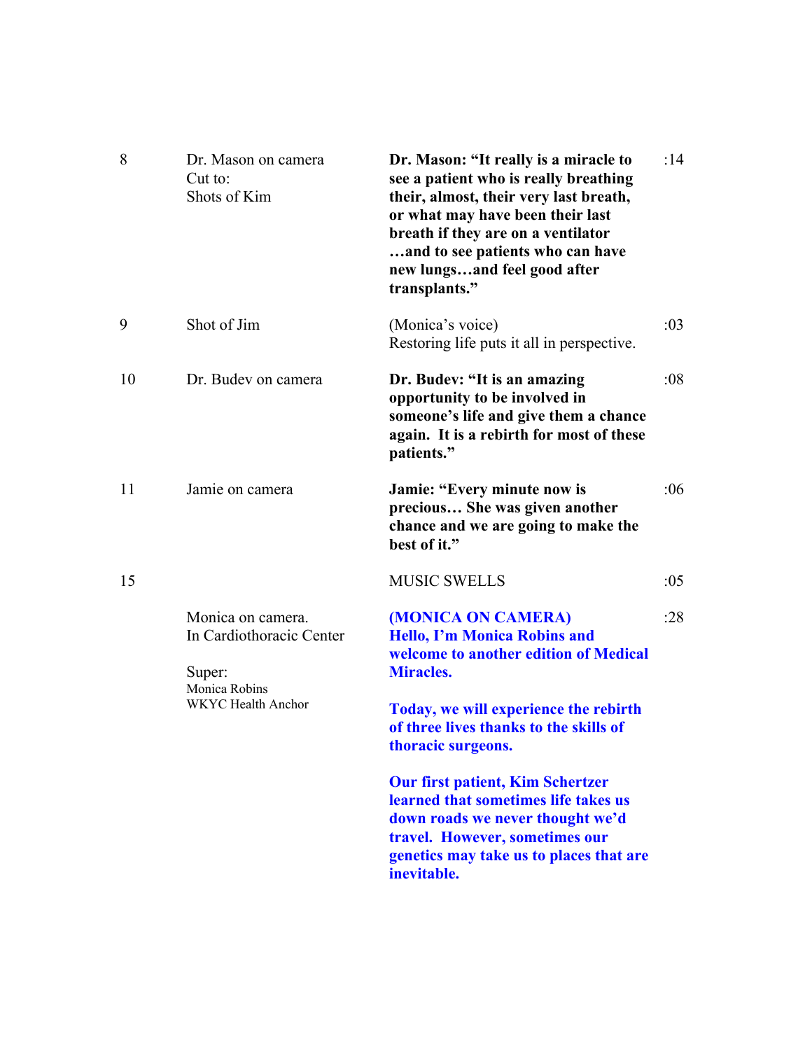| | | | |
|---|---|---|---|
| 8 | Dr. Mason on camera<br>Cut to:<br>Shots of Kim | **Dr. Mason: "It really is a miracle to see a patient who is really breathing their, almost, their very last breath, or what may have been their last breath if they are on a ventilator …and to see patients who can have new lungs…and feel good after transplants."** | :14 |
| 9 | Shot of Jim | (Monica's voice)<br>Restoring life puts it all in perspective. | :03 |
| 10 | Dr. Budev on camera | **Dr. Budev: "It is an amazing opportunity to be involved in someone's life and give them a chance again. It is a rebirth for most of these patients."** | :08 |
| 11 | Jamie on camera | **Jamie: "Every minute now is precious… She was given another chance and we are going to make the best of it."** | :06 |
| 15 | | MUSIC SWELLS | :05 |
| | Monica on camera.<br>In Cardiothoracic Center<br><br>Super:<br>Monica Robins<br>WKYC Health Anchor | **(MONICA ON CAMERA)<br>Hello, I'm Monica Robins and welcome to another edition of Medical Miracles.**<br><br>**Today, we will experience the rebirth of three lives thanks to the skills of thoracic surgeons.**<br><br>**Our first patient, Kim Schertzer learned that sometimes life takes us down roads we never thought we'd travel. However, sometimes our genetics may take us to places that are inevitable.** | :28 |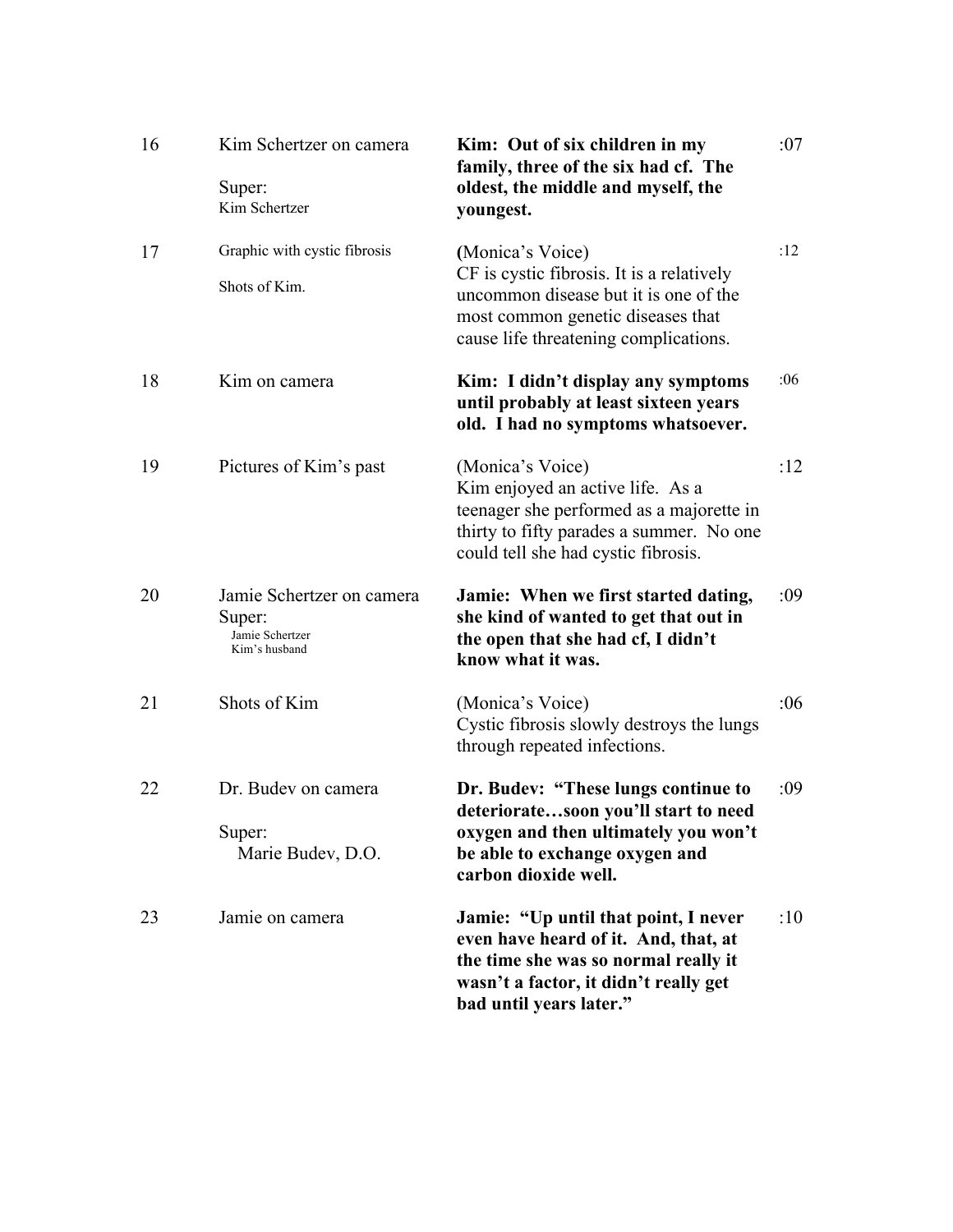| | | | |
|---|---|---|---|
| 16 | Kim Schertzer on camera<br><br>Super:<br>Kim Schertzer | **Kim: Out of six children in my family, three of the six had cf. The oldest, the middle and myself, the youngest.** | :07 |
| 17 | Graphic with cystic fibrosis<br><br>Shots of Kim. | **(**Monica's Voice)<br>CF is cystic fibrosis. It is a relatively uncommon disease but it is one of the most common genetic diseases that cause life threatening complications. | :12 |
| 18 | Kim on camera | **Kim: I didn't display any symptoms until probably at least sixteen years old. I had no symptoms whatsoever.** | :06 |
| 19 | Pictures of Kim's past | (Monica's Voice)<br>Kim enjoyed an active life. As a teenager she performed as a majorette in thirty to fifty parades a summer. No one could tell she had cystic fibrosis. | :12 |
| 20 | Jamie Schertzer on camera<br>Super:<br>Jamie Schertzer<br>Kim's husband | **Jamie: When we first started dating, she kind of wanted to get that out in the open that she had cf, I didn't know what it was.** | :09 |
| 21 | Shots of Kim | (Monica's Voice)<br>Cystic fibrosis slowly destroys the lungs through repeated infections. | :06 |
| 22 | Dr. Budev on camera<br><br>Super:<br>Marie Budev, D.O. | **Dr. Budev: "These lungs continue to deteriorate…soon you'll start to need oxygen and then ultimately you won't be able to exchange oxygen and carbon dioxide well.** | :09 |
| 23 | Jamie on camera | **Jamie: "Up until that point, I never even have heard of it. And, that, at the time she was so normal really it wasn't a factor, it didn't really get bad until years later."** | :10 |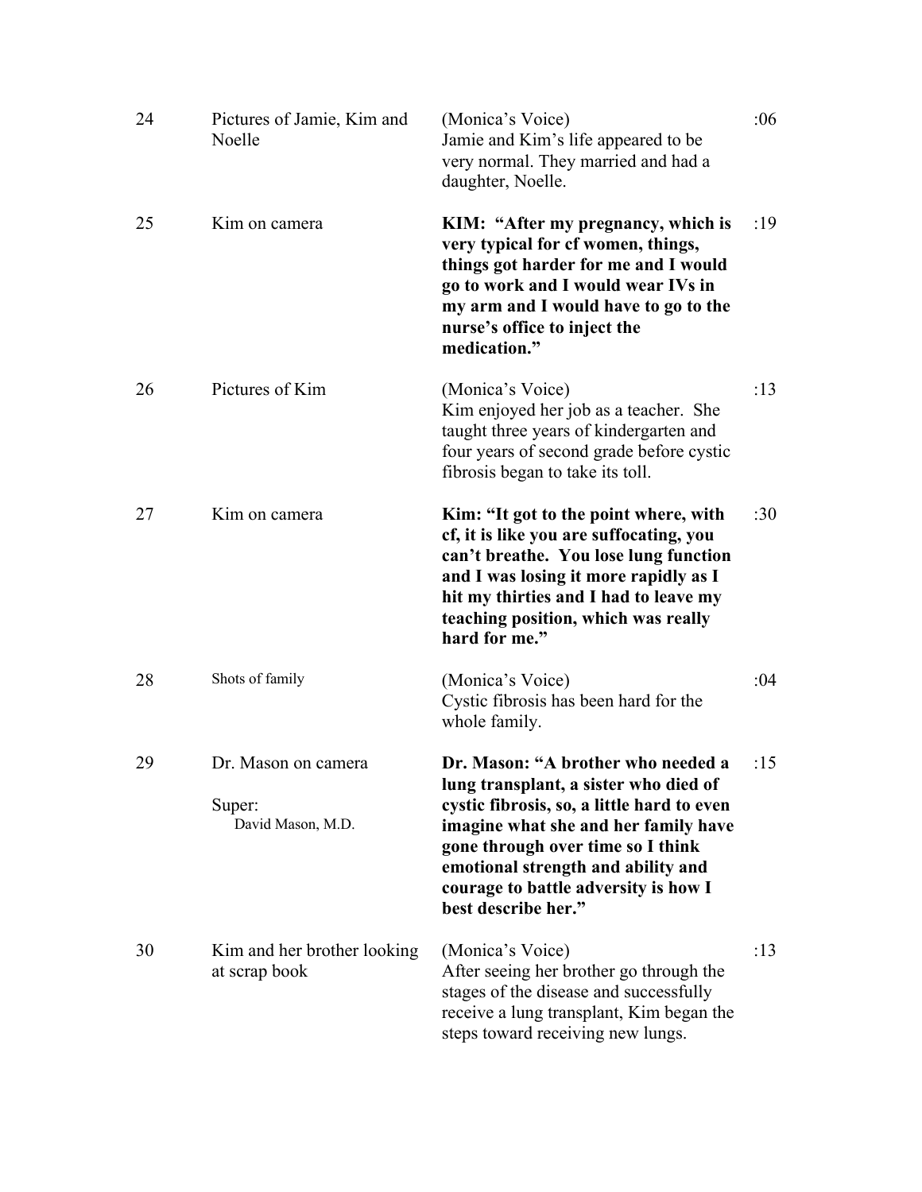| | | | |
|---|---|---|---|
| 24 | Pictures of Jamie, Kim and Noelle | (Monica's Voice) Jamie and Kim's life appeared to be very normal. They married and had a daughter, Noelle. | :06 |
| 25 | Kim on camera | **KIM: "After my pregnancy, which is very typical for cf women, things, things got harder for me and I would go to work and I would wear IVs in my arm and I would have to go to the nurse's office to inject the medication."** | :19 |
| 26 | Pictures of Kim | (Monica's Voice) Kim enjoyed her job as a teacher. She taught three years of kindergarten and four years of second grade before cystic fibrosis began to take its toll. | :13 |
| 27 | Kim on camera | **Kim: "It got to the point where, with cf, it is like you are suffocating, you can't breathe. You lose lung function and I was losing it more rapidly as I hit my thirties and I had to leave my teaching position, which was really hard for me."** | :30 |
| 28 | Shots of family | (Monica's Voice) Cystic fibrosis has been hard for the whole family. | :04 |
| 29 | Dr. Mason on camera<br><br>Super: David Mason, M.D. | **Dr. Mason: "A brother who needed a lung transplant, a sister who died of cystic fibrosis, so, a little hard to even imagine what she and her family have gone through over time so I think emotional strength and ability and courage to battle adversity is how I best describe her."** | :15 |
| 30 | Kim and her brother looking at scrap book | (Monica's Voice) After seeing her brother go through the stages of the disease and successfully receive a lung transplant, Kim began the steps toward receiving new lungs. | :13 |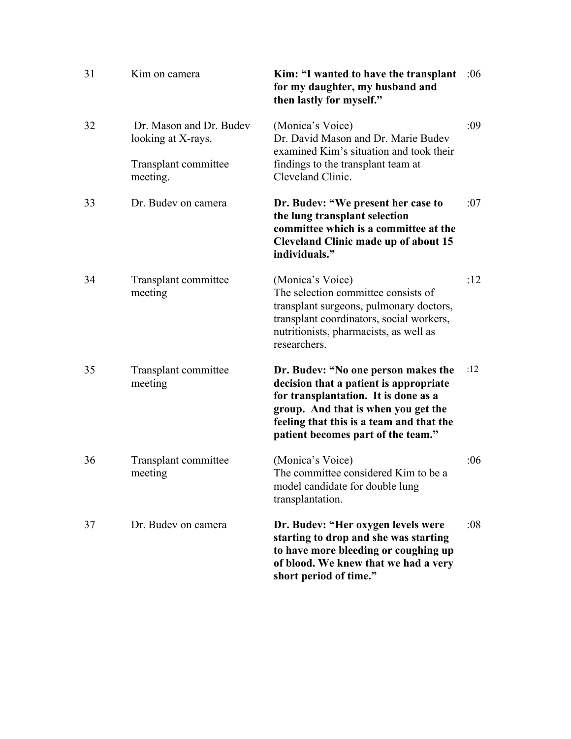| | | | |
|---|---|---|---|
| 31 | Kim on camera | **Kim: "I wanted to have the transplant for my daughter, my husband and then lastly for myself."** | :06 |
| 32 | Dr. Mason and Dr. Budev looking at X-rays.<br><br>Transplant committee meeting. | (Monica's Voice)<br>Dr. David Mason and Dr. Marie Budev examined Kim's situation and took their findings to the transplant team at Cleveland Clinic. | :09 |
| 33 | Dr. Budev on camera | **Dr. Budev: "We present her case to the lung transplant selection committee which is a committee at the Cleveland Clinic made up of about 15 individuals."** | :07 |
| 34 | Transplant committee meeting | (Monica's Voice)<br>The selection committee consists of transplant surgeons, pulmonary doctors, transplant coordinators, social workers, nutritionists, pharmacists, as well as researchers. | :12 |
| 35 | Transplant committee meeting | **Dr. Budev: "No one person makes the decision that a patient is appropriate for transplantation. It is done as a group. And that is when you get the feeling that this is a team and that the patient becomes part of the team."** | :12 |
| 36 | Transplant committee meeting | (Monica's Voice)<br>The committee considered Kim to be a model candidate for double lung transplantation. | :06 |
| 37 | Dr. Budev on camera | **Dr. Budev: "Her oxygen levels were starting to drop and she was starting to have more bleeding or coughing up of blood. We knew that we had a very short period of time."** | :08 |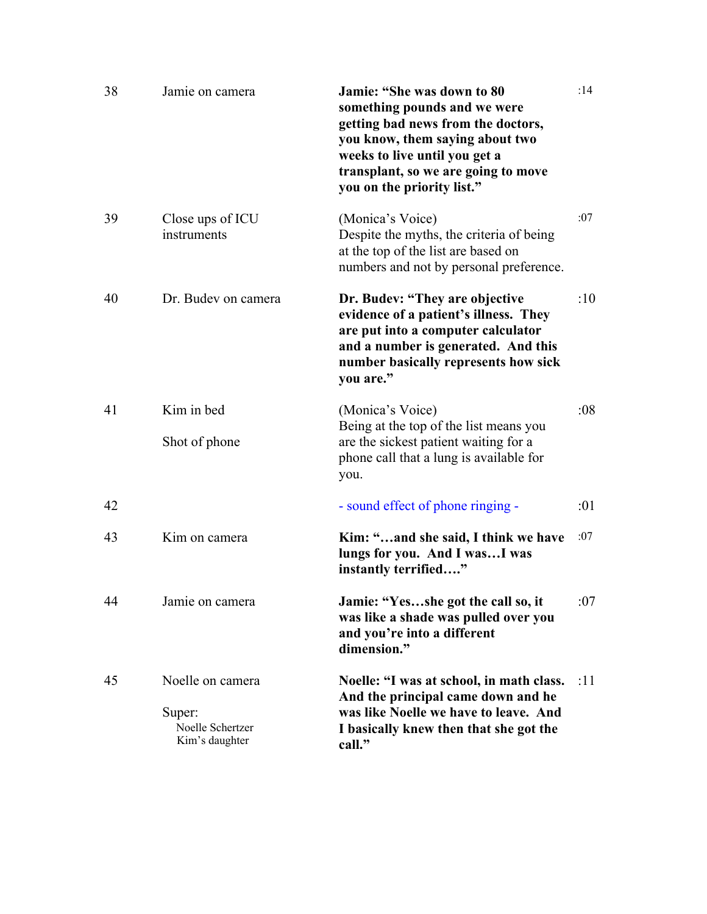| | | | |
|---|---|---|---|
| 38 | Jamie on camera | **Jamie: "She was down to 80 something pounds and we were getting bad news from the doctors, you know, them saying about two weeks to live until you get a transplant, so we are going to move you on the priority list."** | :14 |
| 39 | Close ups of ICU instruments | (Monica's Voice)<br>Despite the myths, the criteria of being at the top of the list are based on numbers and not by personal preference. | :07 |
| 40 | Dr. Budev on camera | **Dr. Budev: "They are objective evidence of a patient's illness. They are put into a computer calculator and a number is generated. And this number basically represents how sick you are."** | :10 |
| 41 | Kim in bed<br><br>Shot of phone | (Monica's Voice)<br>Being at the top of the list means you are the sickest patient waiting for a phone call that a lung is available for you. | :08 |
| 42 | | - sound effect of phone ringing - | :01 |
| 43 | Kim on camera | **Kim: "…and she said, I think we have lungs for you. And I was…I was instantly terrified…."** | :07 |
| 44 | Jamie on camera | **Jamie: "Yes…she got the call so, it was like a shade was pulled over you and you're into a different dimension."** | :07 |
| 45 | Noelle on camera<br><br>Super:<br>Noelle Schertzer<br>Kim's daughter | **Noelle: "I was at school, in math class. And the principal came down and he was like Noelle we have to leave. And I basically knew then that she got the call."** | :11 |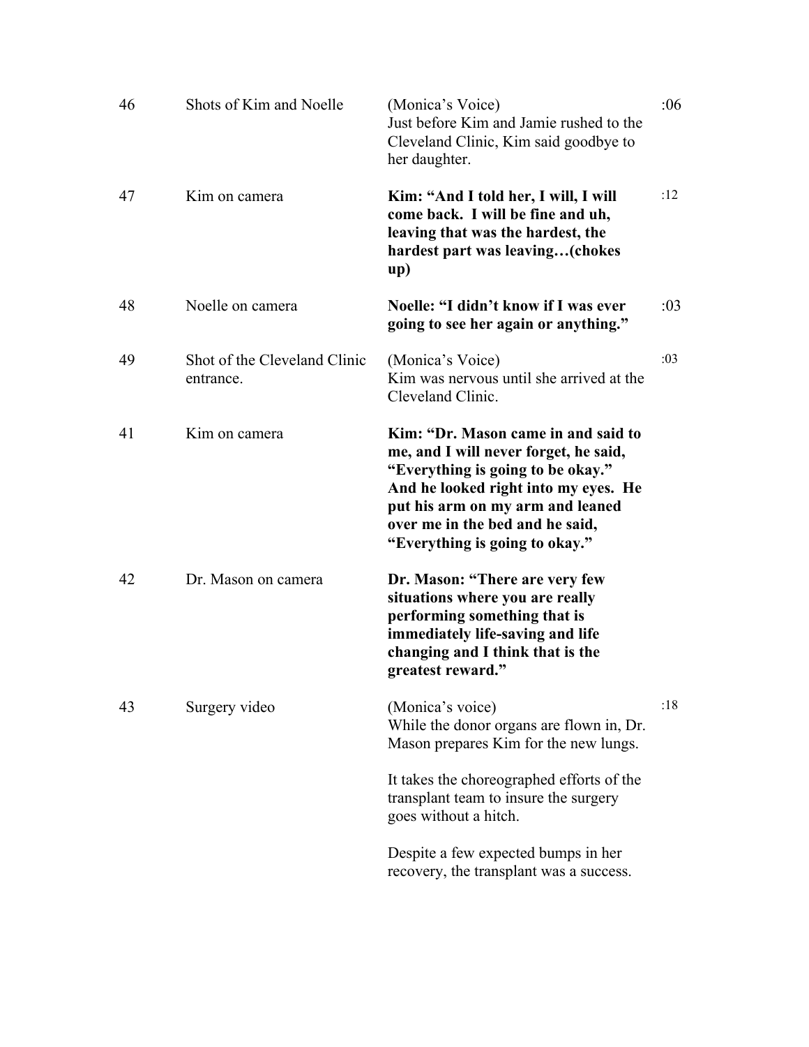| | | | |
|---|---|---|---|
| 46 | Shots of Kim and Noelle | (Monica's Voice)<br>Just before Kim and Jamie rushed to the Cleveland Clinic, Kim said goodbye to her daughter. | :06 |
| 47 | Kim on camera | **Kim: "And I told her, I will, I will come back. I will be fine and uh, leaving that was the hardest, the hardest part was leaving…(chokes up)** | :12 |
| 48 | Noelle on camera | **Noelle: "I didn't know if I was ever going to see her again or anything."** | :03 |
| 49 | Shot of the Cleveland Clinic entrance. | (Monica's Voice)<br>Kim was nervous until she arrived at the Cleveland Clinic. | :03 |
| 41 | Kim on camera | **Kim: "Dr. Mason came in and said to me, and I will never forget, he said, "Everything is going to be okay." And he looked right into my eyes. He put his arm on my arm and leaned over me in the bed and he said, "Everything is going to okay."** | |
| 42 | Dr. Mason on camera | **Dr. Mason: "There are very few situations where you are really performing something that is immediately life-saving and life changing and I think that is the greatest reward."** | |
| 43 | Surgery video | (Monica's voice)<br>While the donor organs are flown in, Dr. Mason prepares Kim for the new lungs.<br><br>It takes the choreographed efforts of the transplant team to insure the surgery goes without a hitch.<br><br>Despite a few expected bumps in her recovery, the transplant was a success. | :18 |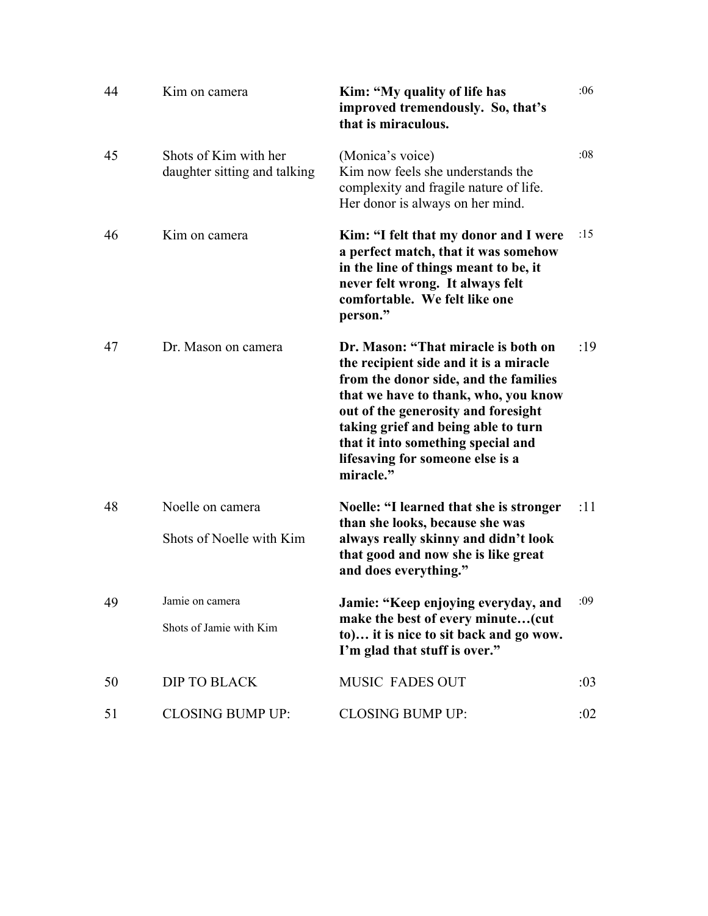| # | Video | Audio | Time |
|---|---|---|---|
| 44 | Kim on camera | **Kim: "My quality of life has improved tremendously. So, that's that is miraculous.** | :06 |
| 45 | Shots of Kim with her daughter sitting and talking | (Monica's voice) Kim now feels she understands the complexity and fragile nature of life. Her donor is always on her mind. | :08 |
| 46 | Kim on camera | **Kim: "I felt that my donor and I were a perfect match, that it was somehow in the line of things meant to be, it never felt wrong. It always felt comfortable. We felt like one person."** | :15 |
| 47 | Dr. Mason on camera | **Dr. Mason: "That miracle is both on the recipient side and it is a miracle from the donor side, and the families that we have to thank, who, you know out of the generosity and foresight taking grief and being able to turn that it into something special and lifesaving for someone else is a miracle."** | :19 |
| 48 | Noelle on camera<br><br>Shots of Noelle with Kim | **Noelle: "I learned that she is stronger than she looks, because she was always really skinny and didn't look that good and now she is like great and does everything."** | :11 |
| 49 | Jamie on camera<br><br>Shots of Jamie with Kim | **Jamie: "Keep enjoying everyday, and make the best of every minute…(cut to)… it is nice to sit back and go wow. I'm glad that stuff is over."** | :09 |
| 50 | DIP TO BLACK | MUSIC FADES OUT | :03 |
| 51 | CLOSING BUMP UP: | CLOSING BUMP UP: | :02 |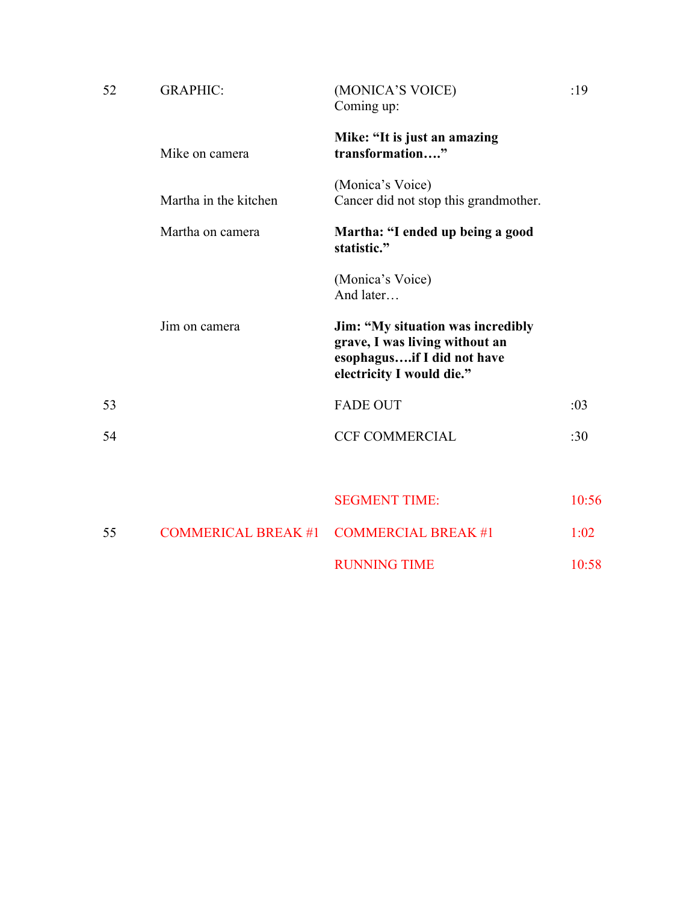| | | | |
|---|---|---|---|
| 52 | GRAPHIC: | (MONICA'S VOICE)<br>Coming up: | :19 |
| | Mike on camera | **Mike: "It is just an amazing transformation…."** | |
| | Martha in the kitchen | (Monica's Voice)<br>Cancer did not stop this grandmother. | |
| | Martha on camera | **Martha: "I ended up being a good statistic."** | |
| | | (Monica's Voice)<br>And later… | |
| | Jim on camera | **Jim: "My situation was incredibly grave, I was living without an esophagus….if I did not have electricity I would die."** | |
| 53 | | FADE OUT | :03 |
| 54 | | CCF COMMERCIAL | :30 |
| | | SEGMENT TIME: | 10:56 |
| 55 | COMMERICAL BREAK #1 | COMMERCIAL BREAK #1 | 1:02 |
| | | RUNNING TIME | 10:58 |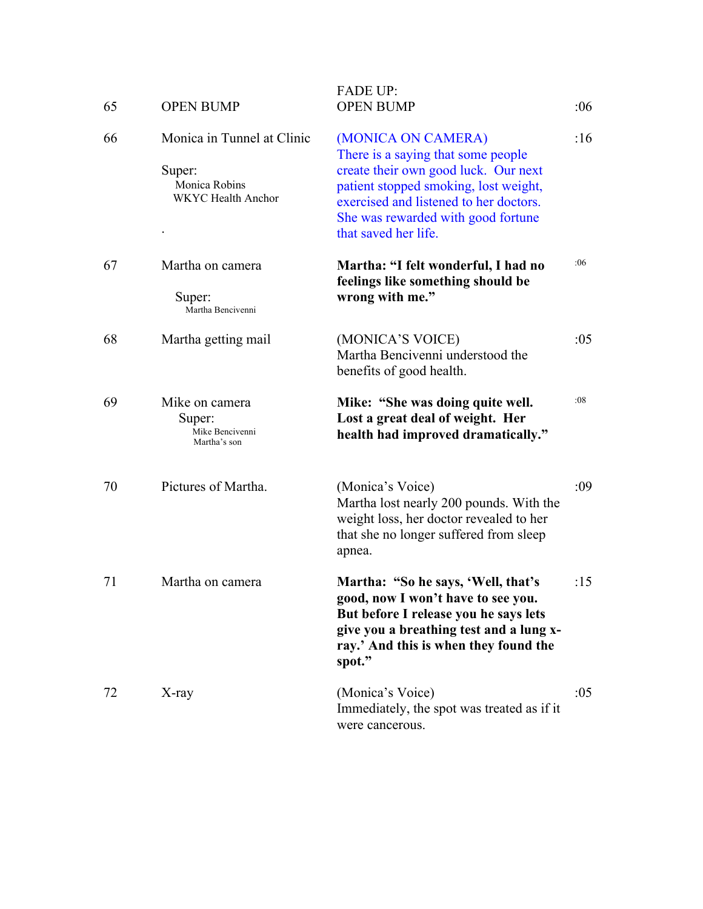| | | | |
|---|---|---|---|
| 65 | OPEN BUMP | FADE UP:<br>OPEN BUMP | :06 |
| 66 | Monica in Tunnel at Clinic<br><br>Super:<br>Monica Robins<br>WKYC Health Anchor<br><br>. | (MONICA ON CAMERA)<br>There is a saying that some people create their own good luck. Our next patient stopped smoking, lost weight, exercised and listened to her doctors. She was rewarded with good fortune that saved her life. | :16 |
| 67 | Martha on camera<br><br>Super:<br>Martha Bencivenni | **Martha: "I felt wonderful, I had no feelings like something should be wrong with me."** | :06 |
| 68 | Martha getting mail | (MONICA'S VOICE)<br>Martha Bencivenni understood the benefits of good health. | :05 |
| 69 | Mike on camera<br>Super:<br>Mike Bencivenni<br>Martha's son | **Mike: "She was doing quite well. Lost a great deal of weight. Her health had improved dramatically."** | :08 |
| 70 | Pictures of Martha. | (Monica's Voice)<br>Martha lost nearly 200 pounds. With the weight loss, her doctor revealed to her that she no longer suffered from sleep apnea. | :09 |
| 71 | Martha on camera | **Martha: "So he says, 'Well, that's good, now I won't have to see you. But before I release you he says lets give you a breathing test and a lung x-ray.' And this is when they found the spot."** | :15 |
| 72 | X-ray | (Monica's Voice)<br>Immediately, the spot was treated as if it were cancerous. | :05 |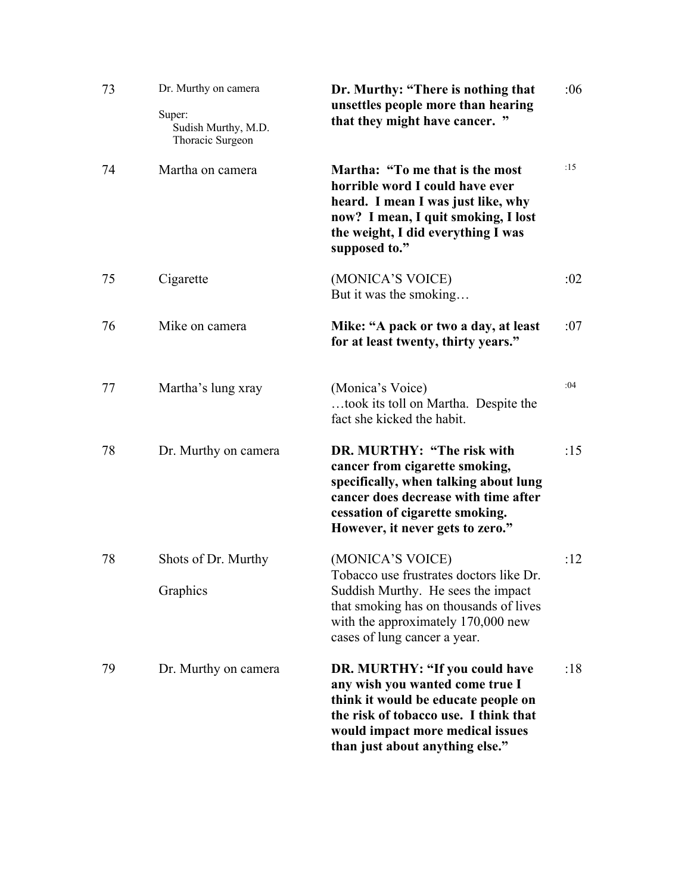| | | | |
|---|---|---|---|
| 73 | Dr. Murthy on camera<br><br>Super:<br>Sudish Murthy, M.D.<br>Thoracic Surgeon | **Dr. Murthy: "There is nothing that unsettles people more than hearing that they might have cancer. "** | :06 |
| 74 | Martha on camera | **Martha: "To me that is the most horrible word I could have ever heard. I mean I was just like, why now? I mean, I quit smoking, I lost the weight, I did everything I was supposed to."** | :15 |
| 75 | Cigarette | (MONICA'S VOICE)<br>But it was the smoking… | :02 |
| 76 | Mike on camera | **Mike: "A pack or two a day, at least for at least twenty, thirty years."** | :07 |
| 77 | Martha's lung xray | (Monica's Voice)<br>…took its toll on Martha. Despite the fact she kicked the habit. | :04 |
| 78 | Dr. Murthy on camera | **DR. MURTHY: "The risk with cancer from cigarette smoking, specifically, when talking about lung cancer does decrease with time after cessation of cigarette smoking. However, it never gets to zero."** | :15 |
| 78 | Shots of Dr. Murthy<br><br>Graphics | (MONICA'S VOICE)<br>Tobacco use frustrates doctors like Dr. Suddish Murthy. He sees the impact that smoking has on thousands of lives with the approximately 170,000 new cases of lung cancer a year. | :12 |
| 79 | Dr. Murthy on camera | **DR. MURTHY: "If you could have any wish you wanted come true I think it would be educate people on the risk of tobacco use. I think that would impact more medical issues than just about anything else."** | :18 |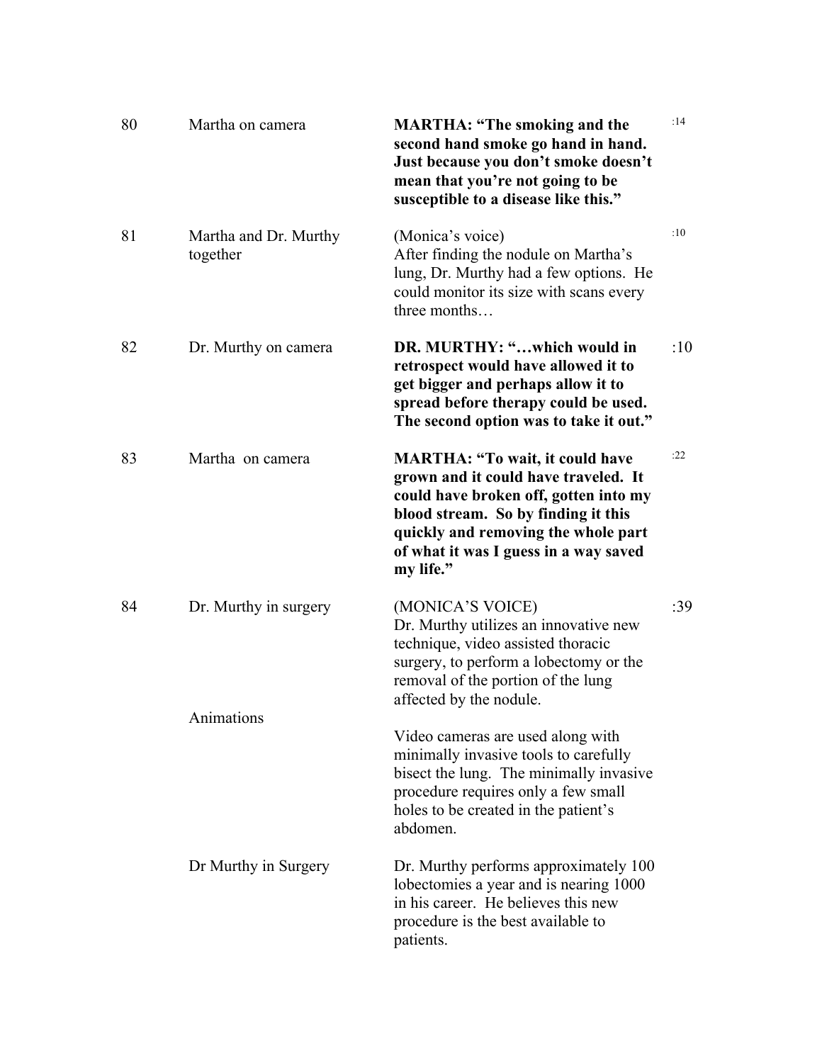| | | | |
|---|---|---|---|
| 80 | Martha on camera | **MARTHA: "The smoking and the second hand smoke go hand in hand. Just because you don't smoke doesn't mean that you're not going to be susceptible to a disease like this."** | :14 |
| 81 | Martha and Dr. Murthy together | (Monica's voice) After finding the nodule on Martha's lung, Dr. Murthy had a few options. He could monitor its size with scans every three months… | :10 |
| 82 | Dr. Murthy on camera | **DR. MURTHY: "…which would in retrospect would have allowed it to get bigger and perhaps allow it to spread before therapy could be used. The second option was to take it out."** | :10 |
| 83 | Martha on camera | **MARTHA: "To wait, it could have grown and it could have traveled. It could have broken off, gotten into my blood stream. So by finding it this quickly and removing the whole part of what it was I guess in a way saved my life."** | :22 |
| 84 | Dr. Murthy in surgery | (MONICA'S VOICE) Dr. Murthy utilizes an innovative new technique, video assisted thoracic surgery, to perform a lobectomy or the removal of the portion of the lung affected by the nodule. | :39 |
| | Animations | Video cameras are used along with minimally invasive tools to carefully bisect the lung. The minimally invasive procedure requires only a few small holes to be created in the patient's abdomen. | |
| | Dr Murthy in Surgery | Dr. Murthy performs approximately 100 lobectomies a year and is nearing 1000 in his career. He believes this new procedure is the best available to patients. | |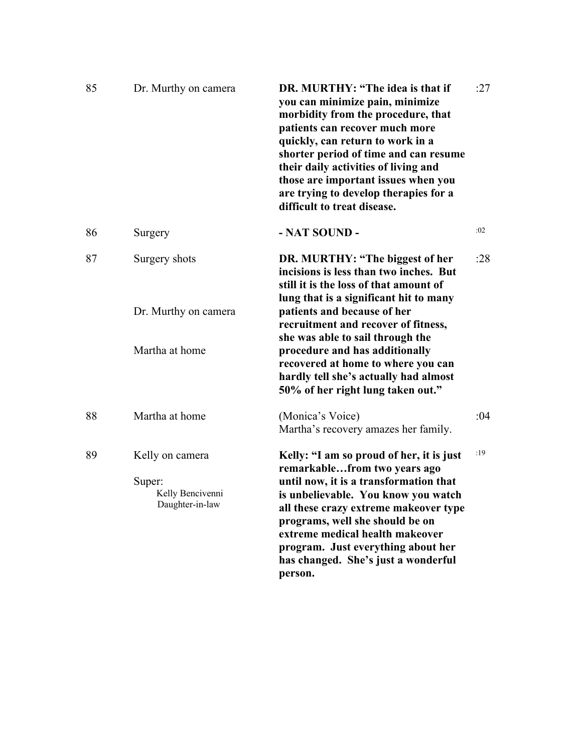| | | | |
|---|---|---|---|
| 85 | Dr. Murthy on camera | **DR. MURTHY: "The idea is that if you can minimize pain, minimize morbidity from the procedure, that patients can recover much more quickly, can return to work in a shorter period of time and can resume their daily activities of living and those are important issues when you are trying to develop therapies for a difficult to treat disease.** | :27 |
| 86 | Surgery | **- NAT SOUND -** | :02 |
| 87 | Surgery shots<br><br>Dr. Murthy on camera<br><br>Martha at home | **DR. MURTHY: "The biggest of her incisions is less than two inches. But still it is the loss of that amount of lung that is a significant hit to many patients and because of her recruitment and recover of fitness, she was able to sail through the procedure and has additionally recovered at home to where you can hardly tell she's actually had almost 50% of her right lung taken out."** | :28 |
| 88 | Martha at home | (Monica's Voice)<br>Martha's recovery amazes her family. | :04 |
| 89 | Kelly on camera<br><br>Super:<br>Kelly Bencivenni<br>Daughter-in-law | **Kelly: "I am so proud of her, it is just remarkable…from two years ago until now, it is a transformation that is unbelievable. You know you watch all these crazy extreme makeover type programs, well she should be on extreme medical health makeover program. Just everything about her has changed. She's just a wonderful person.** | :19 |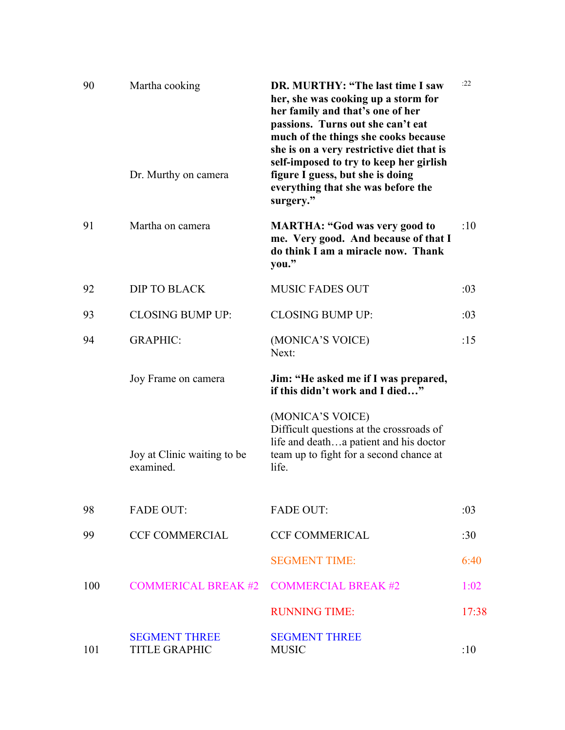| | | | |
|---|---|---|---|
| 90 | Martha cooking<br><br>Dr. Murthy on camera | **DR. MURTHY: "The last time I saw her, she was cooking up a storm for her family and that's one of her passions. Turns out she can't eat much of the things she cooks because she is on a very restrictive diet that is self-imposed to try to keep her girlish figure I guess, but she is doing everything that she was before the surgery."** | :22 |
| 91 | Martha on camera | **MARTHA: "God was very good to me. Very good. And because of that I do think I am a miracle now. Thank you."** | :10 |
| 92 | DIP TO BLACK | MUSIC FADES OUT | :03 |
| 93 | CLOSING BUMP UP: | CLOSING BUMP UP: | :03 |
| 94 | GRAPHIC: | (MONICA'S VOICE)<br>Next: | :15 |
| | Joy Frame on camera | **Jim: "He asked me if I was prepared, if this didn't work and I died…"** | |
| | Joy at Clinic waiting to be examined. | (MONICA'S VOICE)<br>Difficult questions at the crossroads of life and death…a patient and his doctor team up to fight for a second chance at life. | |
| 98 | FADE OUT: | FADE OUT: | :03 |
| 99 | CCF COMMERCIAL | CCF COMMERICAL | :30 |
| | | SEGMENT TIME: | 6:40 |
| 100 | COMMERICAL BREAK #2 | COMMERCIAL BREAK #2 | 1:02 |
| | | RUNNING TIME: | 17:38 |
| 101 | SEGMENT THREE<br>TITLE GRAPHIC | SEGMENT THREE<br>MUSIC | :10 |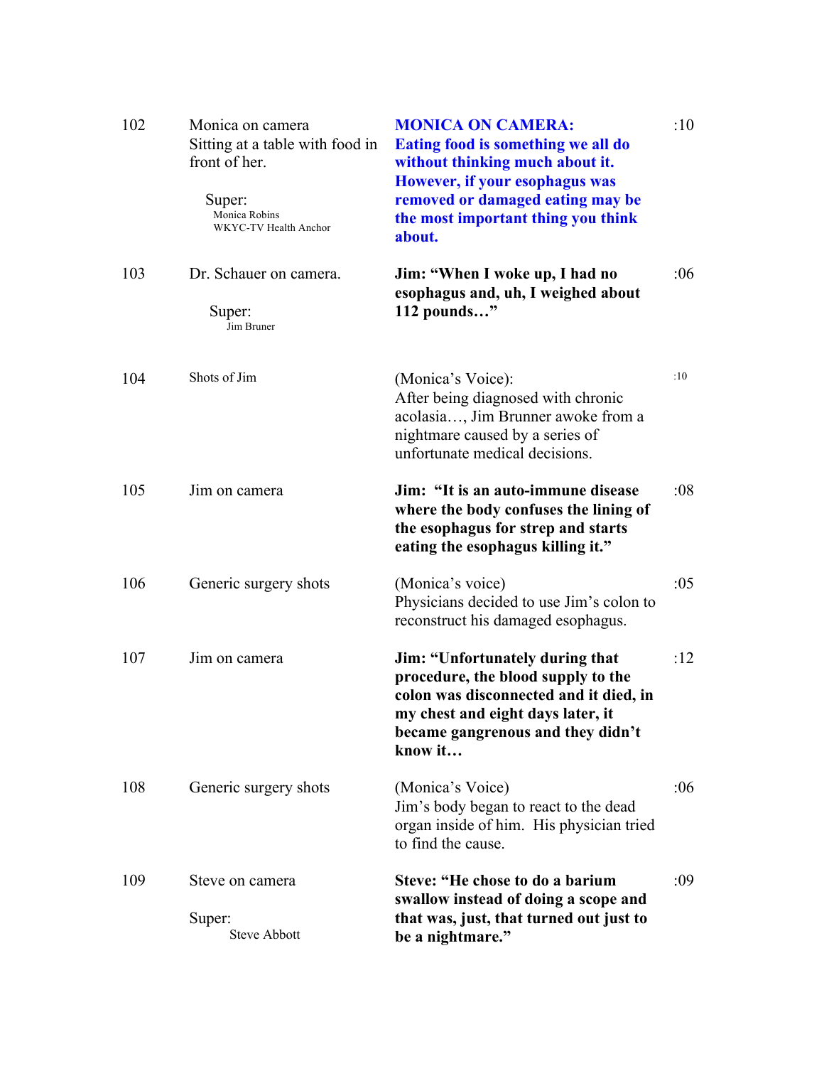| | | | |
|---|---|---|---|
| 102 | Monica on camera<br>Sitting at a table with food in front of her.<br><br>Super:<br>Monica Robins<br>WKYC-TV Health Anchor | **MONICA ON CAMERA:**<br>**Eating food is something we all do without thinking much about it. However, if your esophagus was removed or damaged eating may be the most important thing you think about.** | :10 |
| 103 | Dr. Schauer on camera.<br><br>Super:<br>Jim Bruner | **Jim: "When I woke up, I had no esophagus and, uh, I weighed about 112 pounds…"** | :06 |
| 104 | Shots of Jim | (Monica's Voice):<br>After being diagnosed with chronic acolasia…, Jim Brunner awoke from a nightmare caused by a series of unfortunate medical decisions. | :10 |
| 105 | Jim on camera | **Jim: "It is an auto-immune disease where the body confuses the lining of the esophagus for strep and starts eating the esophagus killing it."** | :08 |
| 106 | Generic surgery shots | (Monica's voice)<br>Physicians decided to use Jim's colon to reconstruct his damaged esophagus. | :05 |
| 107 | Jim on camera | **Jim: "Unfortunately during that procedure, the blood supply to the colon was disconnected and it died, in my chest and eight days later, it became gangrenous and they didn't know it…** | :12 |
| 108 | Generic surgery shots | (Monica's Voice)<br>Jim's body began to react to the dead organ inside of him. His physician tried to find the cause. | :06 |
| 109 | Steve on camera<br><br>Super:<br>Steve Abbott | **Steve: "He chose to do a barium swallow instead of doing a scope and that was, just, that turned out just to be a nightmare."** | :09 |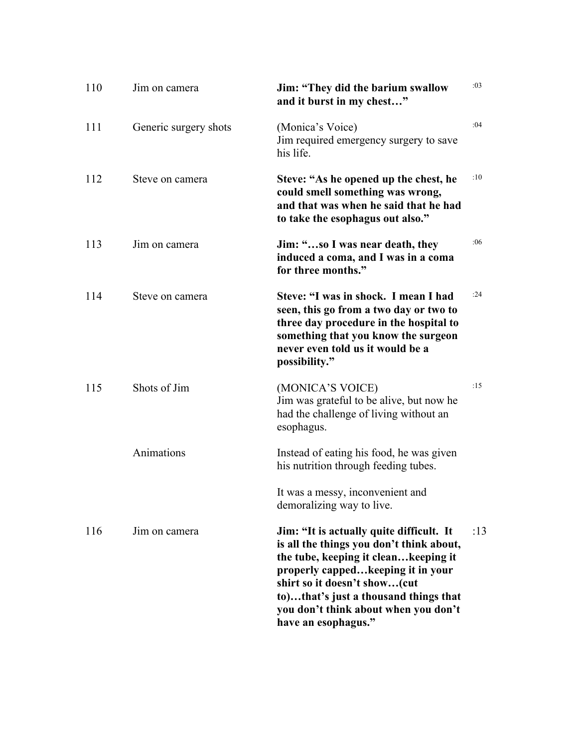| | | | |
|---|---|---|---|
| 110 | Jim on camera | **Jim: "They did the barium swallow and it burst in my chest…"** | :03 |
| 111 | Generic surgery shots | (Monica's Voice)<br>Jim required emergency surgery to save his life. | :04 |
| 112 | Steve on camera | **Steve: "As he opened up the chest, he could smell something was wrong, and that was when he said that he had to take the esophagus out also."** | :10 |
| 113 | Jim on camera | **Jim: "…so I was near death, they induced a coma, and I was in a coma for three months."** | :06 |
| 114 | Steve on camera | **Steve: "I was in shock. I mean I had seen, this go from a two day or two to three day procedure in the hospital to something that you know the surgeon never even told us it would be a possibility."** | :24 |
| 115 | Shots of Jim | (MONICA'S VOICE)<br>Jim was grateful to be alive, but now he had the challenge of living without an esophagus. | :15 |
| | Animations | Instead of eating his food, he was given his nutrition through feeding tubes.<br><br>It was a messy, inconvenient and demoralizing way to live. | |
| 116 | Jim on camera | **Jim: "It is actually quite difficult. It is all the things you don't think about, the tube, keeping it clean…keeping it properly capped…keeping it in your shirt so it doesn't show…(cut to)…that's just a thousand things that you don't think about when you don't have an esophagus."** | :13 |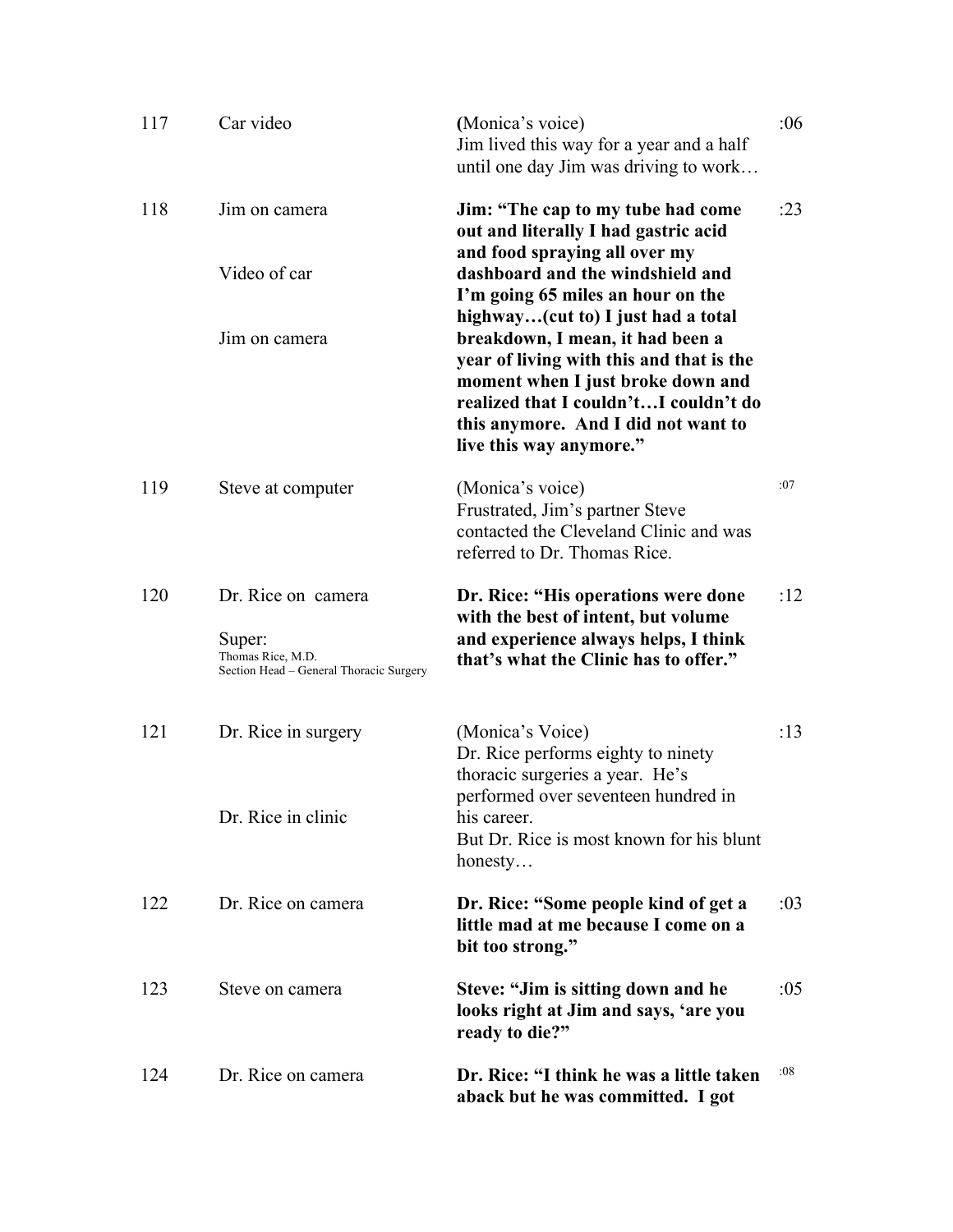| | | | |
|---|---|---|---|
| 117 | Car video | (Monica's voice)<br>Jim lived this way for a year and a half until one day Jim was driving to work… | :06 |
| 118 | Jim on camera<br><br>Video of car<br><br>Jim on camera | **Jim: "The cap to my tube had come out and literally I had gastric acid and food spraying all over my dashboard and the windshield and I'm going 65 miles an hour on the highway…(cut to) I just had a total breakdown, I mean, it had been a year of living with this and that is the moment when I just broke down and realized that I couldn't…I couldn't do this anymore. And I did not want to live this way anymore."** | :23 |
| 119 | Steve at computer | (Monica's voice)<br>Frustrated, Jim's partner Steve contacted the Cleveland Clinic and was referred to Dr. Thomas Rice. | :07 |
| 120 | Dr. Rice on camera<br><br>Super:<br>Thomas Rice, M.D.<br>Section Head – General Thoracic Surgery | **Dr. Rice: "His operations were done with the best of intent, but volume and experience always helps, I think that's what the Clinic has to offer."** | :12 |
| 121 | Dr. Rice in surgery<br><br>Dr. Rice in clinic | (Monica's Voice)<br>Dr. Rice performs eighty to ninety thoracic surgeries a year. He's performed over seventeen hundred in his career.<br>But Dr. Rice is most known for his blunt honesty… | :13 |
| 122 | Dr. Rice on camera | **Dr. Rice: "Some people kind of get a little mad at me because I come on a bit too strong."** | :03 |
| 123 | Steve on camera | **Steve: "Jim is sitting down and he looks right at Jim and says, 'are you ready to die?"** | :05 |
| 124 | Dr. Rice on camera | **Dr. Rice: "I think he was a little taken aback but he was committed. I got** | :08 |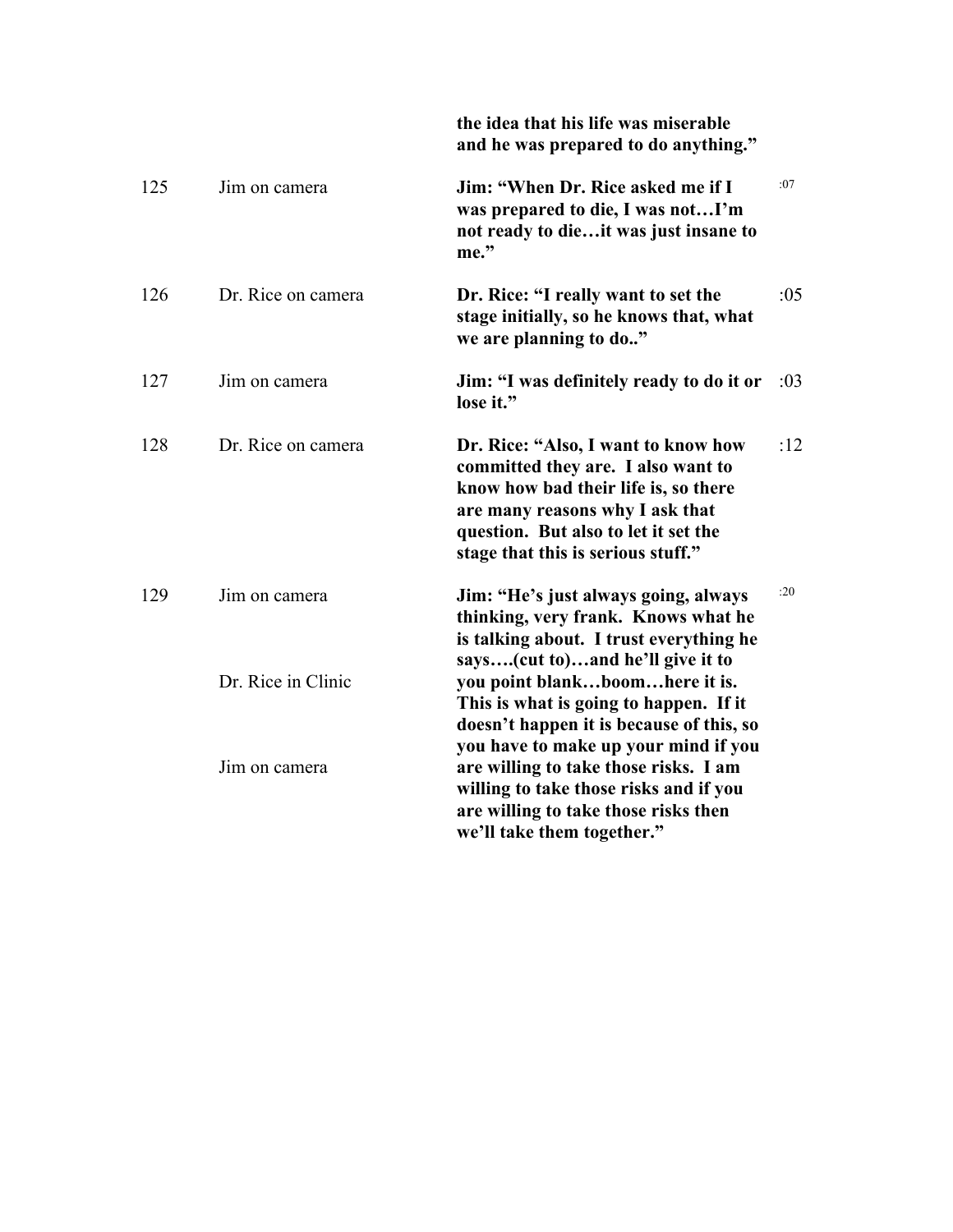|  |  |  |  |
| --- | --- | --- | --- |
|  |  | **the idea that his life was miserable and he was prepared to do anything."** |  |
| 125 | Jim on camera | **Jim: "When Dr. Rice asked me if I was prepared to die, I was not…I'm not ready to die…it was just insane to me."** | :07 |
| 126 | Dr. Rice on camera | **Dr. Rice: "I really want to set the stage initially, so he knows that, what we are planning to do.."** | :05 |
| 127 | Jim on camera | **Jim: "I was definitely ready to do it or lose it."** | :03 |
| 128 | Dr. Rice on camera | **Dr. Rice: "Also, I want to know how committed they are. I also want to know how bad their life is, so there are many reasons why I ask that question. But also to let it set the stage that this is serious stuff."** | :12 |
| 129 | Jim on camera<br><br>Dr. Rice in Clinic<br><br>Jim on camera | **Jim: "He's just always going, always thinking, very frank. Knows what he is talking about. I trust everything he says….(cut to)…and he'll give it to you point blank…boom…here it is. This is what is going to happen. If it doesn't happen it is because of this, so you have to make up your mind if you are willing to take those risks. I am willing to take those risks and if you are willing to take those risks then we'll take them together."** | :20 |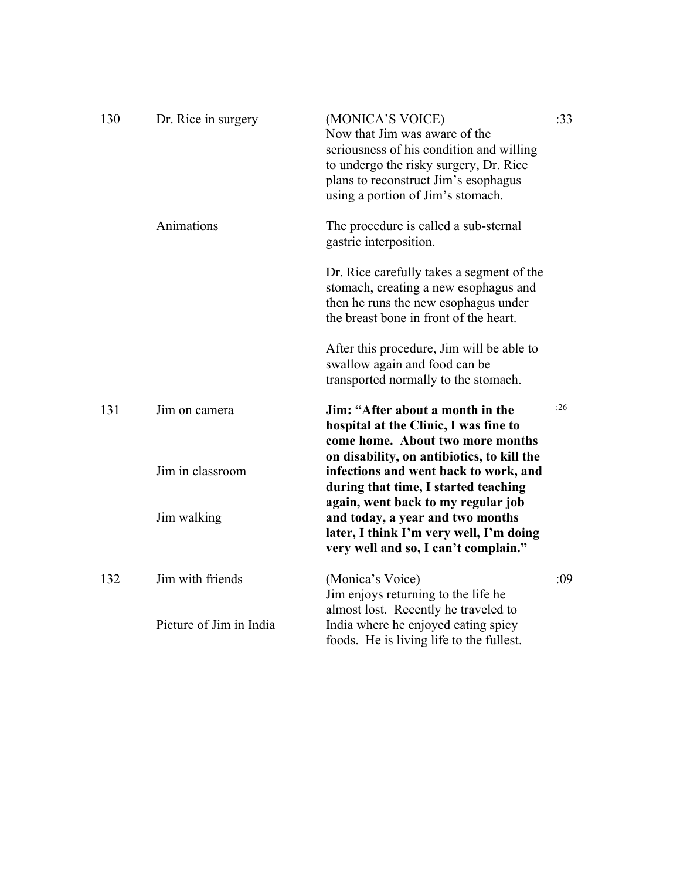| | | | |
|---|---|---|---|
| 130 | Dr. Rice in surgery | (MONICA'S VOICE)<br>Now that Jim was aware of the seriousness of his condition and willing to undergo the risky surgery, Dr. Rice plans to reconstruct Jim's esophagus using a portion of Jim's stomach. | :33 |
| | Animations | The procedure is called a sub-sternal gastric interposition.<br><br>Dr. Rice carefully takes a segment of the stomach, creating a new esophagus and then he runs the new esophagus under the breast bone in front of the heart.<br><br>After this procedure, Jim will be able to swallow again and food can be transported normally to the stomach. | |
| 131 | Jim on camera<br><br>Jim in classroom<br><br>Jim walking | **Jim: "After about a month in the hospital at the Clinic, I was fine to come home. About two more months on disability, on antibiotics, to kill the infections and went back to work, and during that time, I started teaching again, went back to my regular job and today, a year and two months later, I think I'm very well, I'm doing very well and so, I can't complain."** | :26 |
| 132 | Jim with friends<br><br>Picture of Jim in India | (Monica's Voice)<br>Jim enjoys returning to the life he almost lost. Recently he traveled to India where he enjoyed eating spicy foods. He is living life to the fullest. | :09 |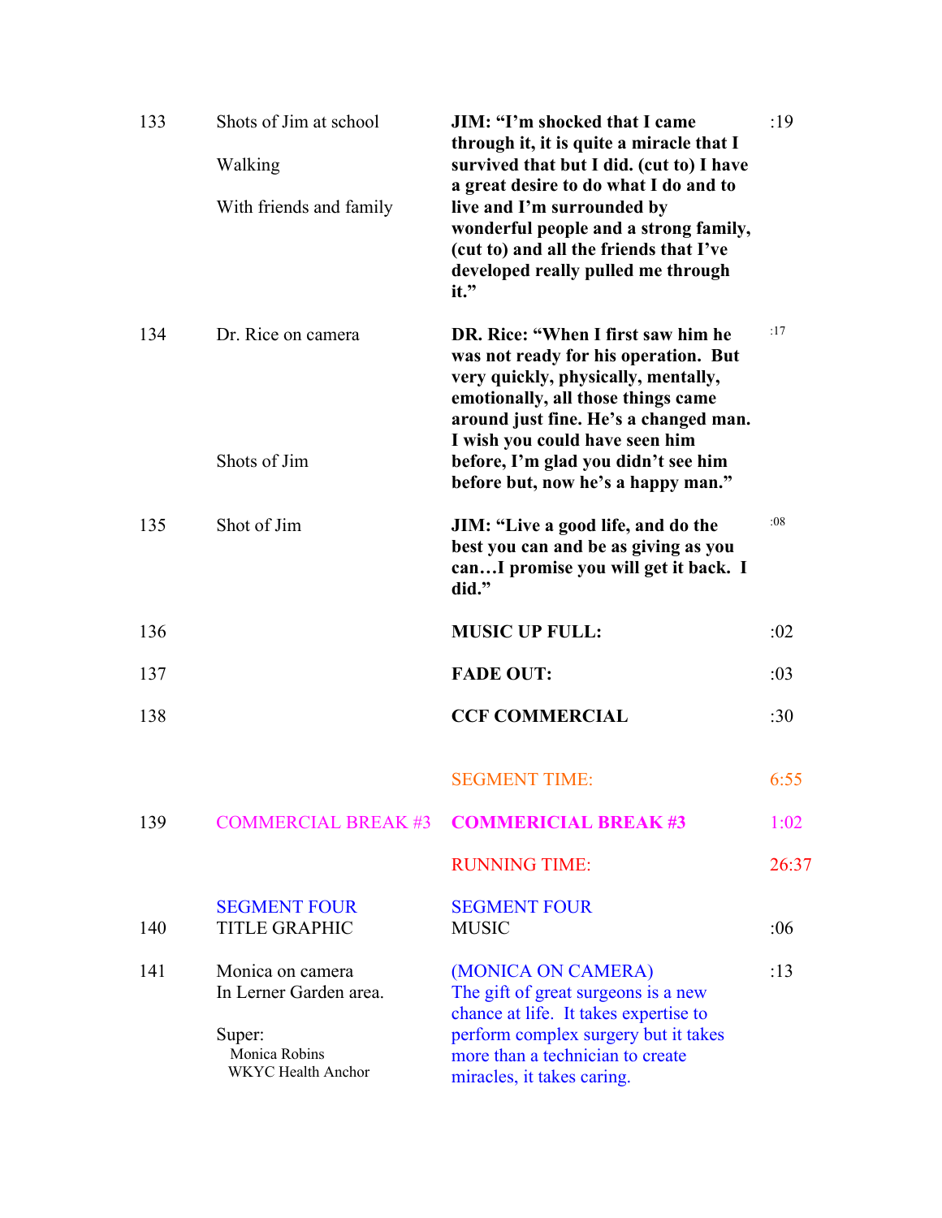| | | | |
|---|---|---|---|
| 133 | Shots of Jim at school<br><br>Walking<br><br>With friends and family | **JIM: "I'm shocked that I came through it, it is quite a miracle that I survived that but I did. (cut to) I have a great desire to do what I do and to live and I'm surrounded by wonderful people and a strong family, (cut to) and all the friends that I've developed really pulled me through it."** | :19 |
| 134 | Dr. Rice on camera<br><br>Shots of Jim | **DR. Rice: "When I first saw him he was not ready for his operation. But very quickly, physically, mentally, emotionally, all those things came around just fine. He's a changed man. I wish you could have seen him before, I'm glad you didn't see him before but, now he's a happy man."** | :17 |
| 135 | Shot of Jim | **JIM: "Live a good life, and do the best you can and be as giving as you can…I promise you will get it back. I did."** | :08 |
| 136 | | **MUSIC UP FULL:** | :02 |
| 137 | | **FADE OUT:** | :03 |
| 138 | | **CCF COMMERCIAL** | :30 |
| | | SEGMENT TIME: | 6:55 |
| 139 | COMMERCIAL BREAK #3 | **COMMERICIAL BREAK #3** | 1:02 |
| | | RUNNING TIME: | 26:37 |
| 140 | SEGMENT FOUR<br>TITLE GRAPHIC | SEGMENT FOUR<br>MUSIC | :06 |
| 141 | Monica on camera<br>In Lerner Garden area.<br><br>Super:<br>Monica Robins<br>WKYC Health Anchor | (MONICA ON CAMERA)<br>The gift of great surgeons is a new chance at life. It takes expertise to perform complex surgery but it takes more than a technician to create miracles, it takes caring. | :13 |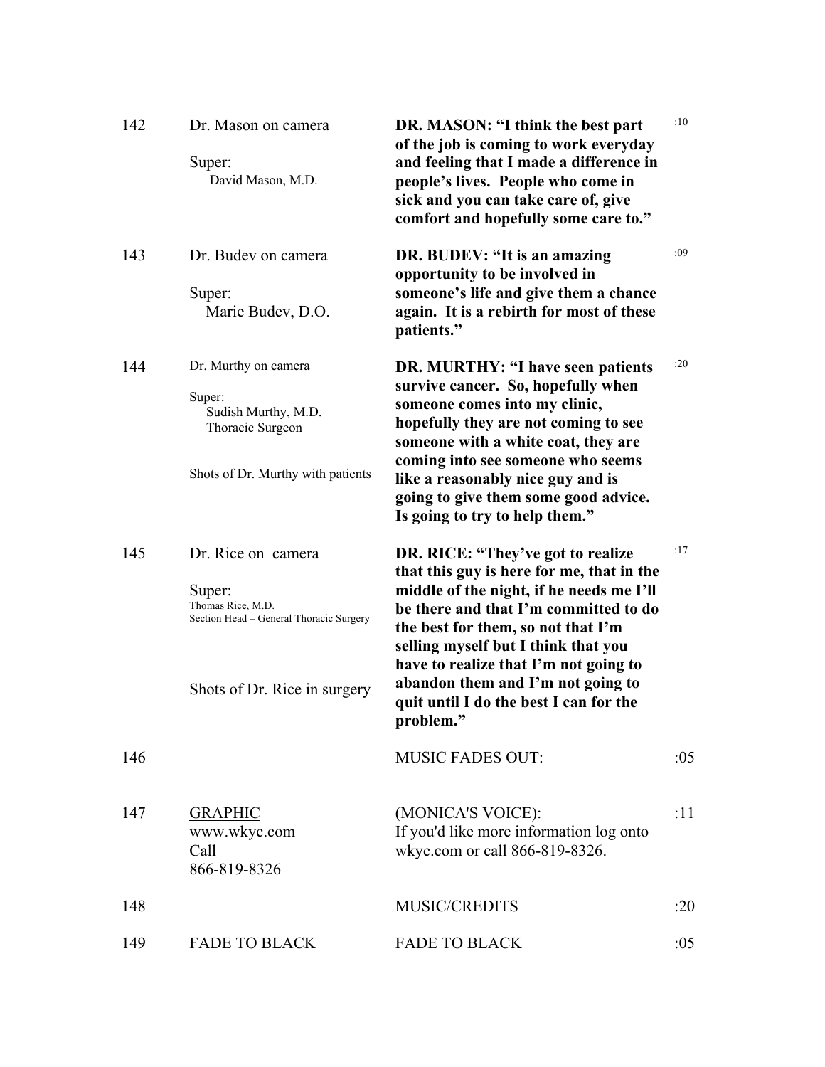| | | | |
|---|---|---|---|
| 142 | Dr. Mason on camera<br><br>Super:<br>David Mason, M.D. | **DR. MASON: "I think the best part of the job is coming to work everyday and feeling that I made a difference in people's lives. People who come in sick and you can take care of, give comfort and hopefully some care to."** | :10 |
| 143 | Dr. Budev on camera<br><br>Super:<br>Marie Budev, D.O. | **DR. BUDEV: "It is an amazing opportunity to be involved in someone's life and give them a chance again. It is a rebirth for most of these patients."** | :09 |
| 144 | Dr. Murthy on camera<br><br>Super:<br>Sudish Murthy, M.D.<br>Thoracic Surgeon<br><br>Shots of Dr. Murthy with patients | **DR. MURTHY: "I have seen patients survive cancer. So, hopefully when someone comes into my clinic, hopefully they are not coming to see someone with a white coat, they are coming into see someone who seems like a reasonably nice guy and is going to give them some good advice. Is going to try to help them."** | :20 |
| 145 | Dr. Rice on camera<br><br>Super:<br>Thomas Rice, M.D.<br>Section Head – General Thoracic Surgery<br><br>Shots of Dr. Rice in surgery | **DR. RICE: "They've got to realize that this guy is here for me, that in the middle of the night, if he needs me I'll be there and that I'm committed to do the best for them, so not that I'm selling myself but I think that you have to realize that I'm not going to abandon them and I'm not going to quit until I do the best I can for the problem."** | :17 |
| 146 | | MUSIC FADES OUT: | :05 |
| 147 | <u>GRAPHIC</u><br>www.wkyc.com<br>Call<br>866-819-8326 | (MONICA'S VOICE):<br>If you'd like more information log onto wkyc.com or call 866-819-8326. | :11 |
| 148 | | MUSIC/CREDITS | :20 |
| 149 | FADE TO BLACK | FADE TO BLACK | :05 |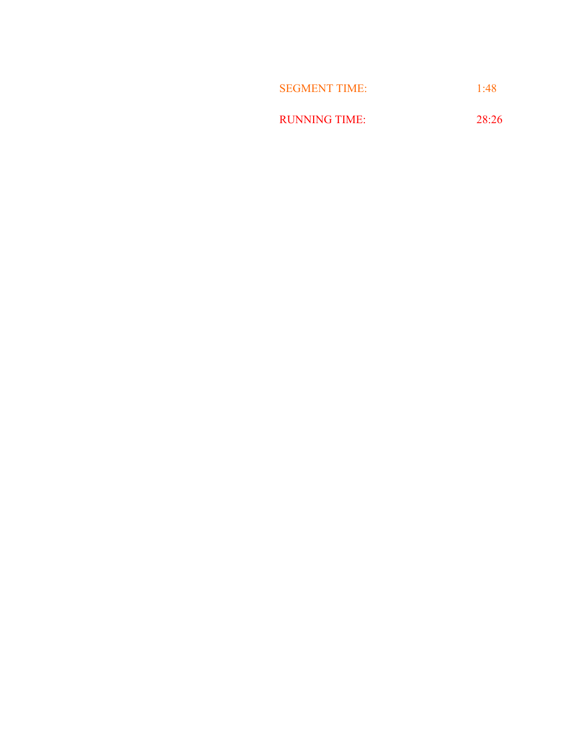SEGMENT TIME: 1:48

RUNNING TIME: 28:26